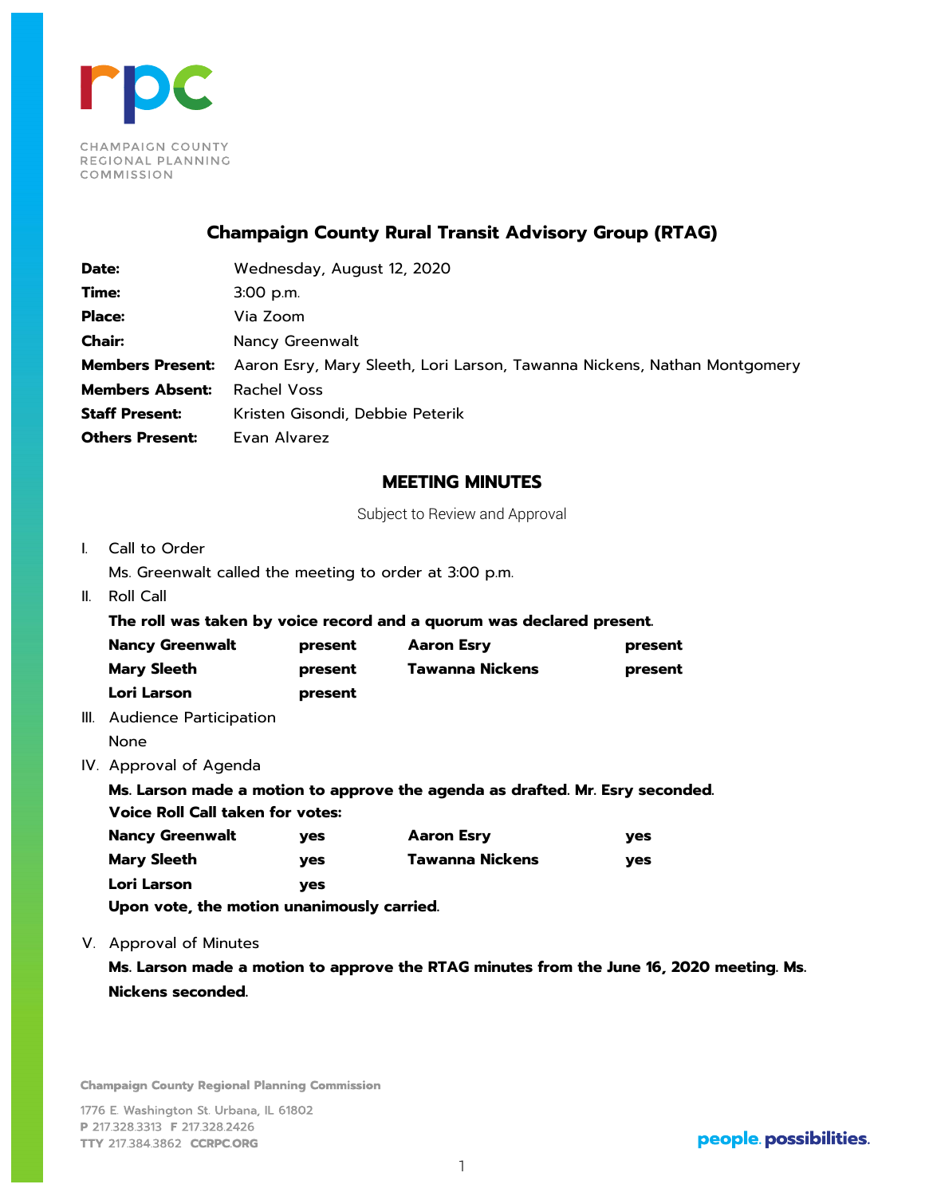CHAMPAIGN COUNTY REGIONAL PLANNING COMMISSION

## Champaign County Rural Transit Advisory Group (RTAG)

| | |
|---|---|
| **Date:** | Wednesday, August 12, 2020 |
| **Time:** | 3:00 p.m. |
| **Place:** | Via Zoom |
| **Chair:** | Nancy Greenwalt |
| **Members Present:** | Aaron Esry, Mary Sleeth, Lori Larson, Tawanna Nickens, Nathan Montgomery |
| **Members Absent:** | Rachel Voss |
| **Staff Present:** | Kristen Gisondi, Debbie Peterik |
| **Others Present:** | Evan Alvarez |

## MEETING MINUTES

Subject to Review and Approval

I. Call to Order

Ms. Greenwalt called the meeting to order at 3:00 p.m.

II. Roll Call

**The roll was taken by voice record and a quorum was declared present.**

| | | | |
|---|---|---|---|
| **Nancy Greenwalt** | **present** | **Aaron Esry** | **present** |
| **Mary Sleeth** | **present** | **Tawanna Nickens** | **present** |
| **Lori Larson** | **present** | | |

III. Audience Participation

None

IV. Approval of Agenda

**Ms. Larson made a motion to approve the agenda as drafted. Mr. Esry seconded.**

**Voice Roll Call taken for votes:**

| | | | |
|---|---|---|---|
| **Nancy Greenwalt** | **yes** | **Aaron Esry** | **yes** |
| **Mary Sleeth** | **yes** | **Tawanna Nickens** | **yes** |
| **Lori Larson** | **yes** | | |

**Upon vote, the motion unanimously carried.**

V. Approval of Minutes

**Ms. Larson made a motion to approve the RTAG minutes from the June 16, 2020 meeting. Ms. Nickens seconded.**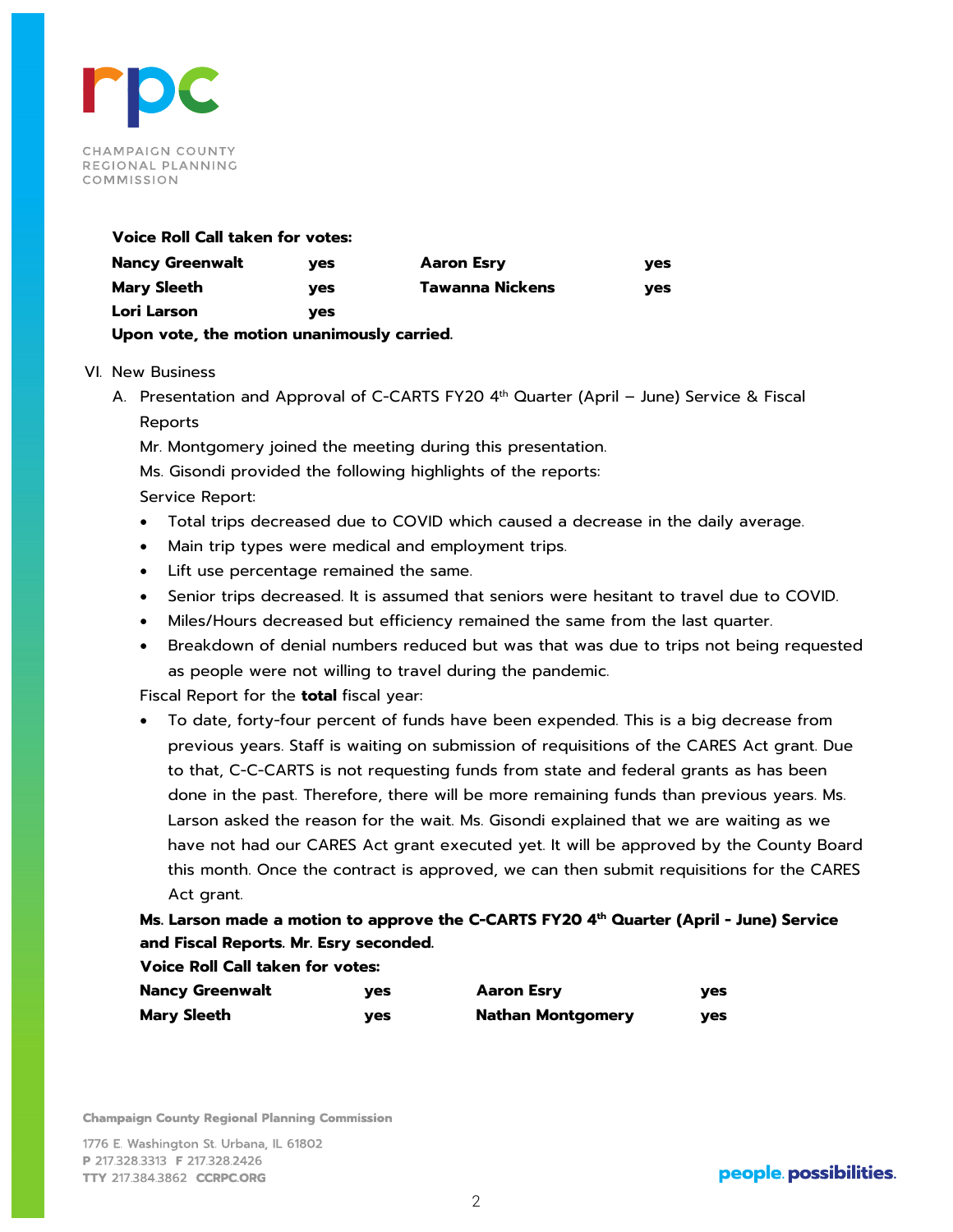**Voice Roll Call taken for votes:**

| | | | |
|---|---|---|---|
| **Nancy Greenwalt** | **yes** | **Aaron Esry** | **yes** |
| **Mary Sleeth** | **yes** | **Tawanna Nickens** | **yes** |
| **Lori Larson** | **yes** | | |

**Upon vote, the motion unanimously carried.**

VI. New Business

A. Presentation and Approval of C-CARTS FY20 4th Quarter (April – June) Service & Fiscal Reports

Mr. Montgomery joined the meeting during this presentation.

Ms. Gisondi provided the following highlights of the reports:

Service Report:

- Total trips decreased due to COVID which caused a decrease in the daily average.
- Main trip types were medical and employment trips.
- Lift use percentage remained the same.
- Senior trips decreased. It is assumed that seniors were hesitant to travel due to COVID.
- Miles/Hours decreased but efficiency remained the same from the last quarter.
- Breakdown of denial numbers reduced but was that was due to trips not being requested as people were not willing to travel during the pandemic.

Fiscal Report for the **total** fiscal year:

- To date, forty-four percent of funds have been expended. This is a big decrease from previous years. Staff is waiting on submission of requisitions of the CARES Act grant. Due to that, C-C-CARTS is not requesting funds from state and federal grants as has been done in the past. Therefore, there will be more remaining funds than previous years. Ms. Larson asked the reason for the wait. Ms. Gisondi explained that we are waiting as we have not had our CARES Act grant executed yet. It will be approved by the County Board this month. Once the contract is approved, we can then submit requisitions for the CARES Act grant.

**Ms. Larson made a motion to approve the C-CARTS FY20 4th Quarter (April - June) Service and Fiscal Reports. Mr. Esry seconded.**

**Voice Roll Call taken for votes:**

| | | | |
|---|---|---|---|
| **Nancy Greenwalt** | **yes** | **Aaron Esry** | **yes** |
| **Mary Sleeth** | **yes** | **Nathan Montgomery** | **yes** |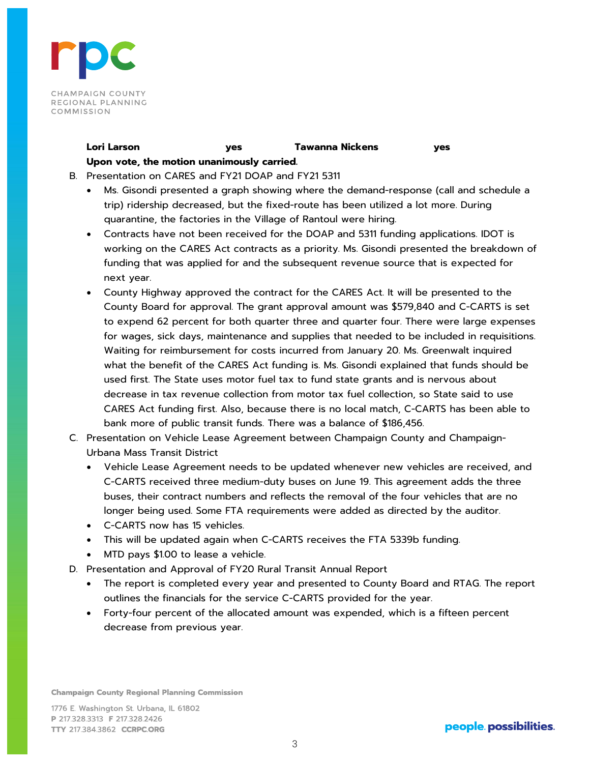| | | | |
|---|---|---|---|
| **Lori Larson** | **yes** | **Tawanna Nickens** | **yes** |

**Upon vote, the motion unanimously carried.**

B. Presentation on CARES and FY21 DOAP and FY21 5311
   - Ms. Gisondi presented a graph showing where the demand-response (call and schedule a trip) ridership decreased, but the fixed-route has been utilized a lot more. During quarantine, the factories in the Village of Rantoul were hiring.
   - Contracts have not been received for the DOAP and 5311 funding applications. IDOT is working on the CARES Act contracts as a priority. Ms. Gisondi presented the breakdown of funding that was applied for and the subsequent revenue source that is expected for next year.
   - County Highway approved the contract for the CARES Act. It will be presented to the County Board for approval. The grant approval amount was $579,840 and C-CARTS is set to expend 62 percent for both quarter three and quarter four. There were large expenses for wages, sick days, maintenance and supplies that needed to be included in requisitions. Waiting for reimbursement for costs incurred from January 20. Ms. Greenwalt inquired what the benefit of the CARES Act funding is. Ms. Gisondi explained that funds should be used first. The State uses motor fuel tax to fund state grants and is nervous about decrease in tax revenue collection from motor tax fuel collection, so State said to use CARES Act funding first. Also, because there is no local match, C-CARTS has been able to bank more of public transit funds. There was a balance of $186,456.

C. Presentation on Vehicle Lease Agreement between Champaign County and Champaign-Urbana Mass Transit District
   - Vehicle Lease Agreement needs to be updated whenever new vehicles are received, and C-CARTS received three medium-duty buses on June 19. This agreement adds the three buses, their contract numbers and reflects the removal of the four vehicles that are no longer being used. Some FTA requirements were added as directed by the auditor.
   - C-CARTS now has 15 vehicles.
   - This will be updated again when C-CARTS receives the FTA 5339b funding.
   - MTD pays $1.00 to lease a vehicle.

D. Presentation and Approval of FY20 Rural Transit Annual Report
   - The report is completed every year and presented to County Board and RTAG. The report outlines the financials for the service C-CARTS provided for the year.
   - Forty-four percent of the allocated amount was expended, which is a fifteen percent decrease from previous year.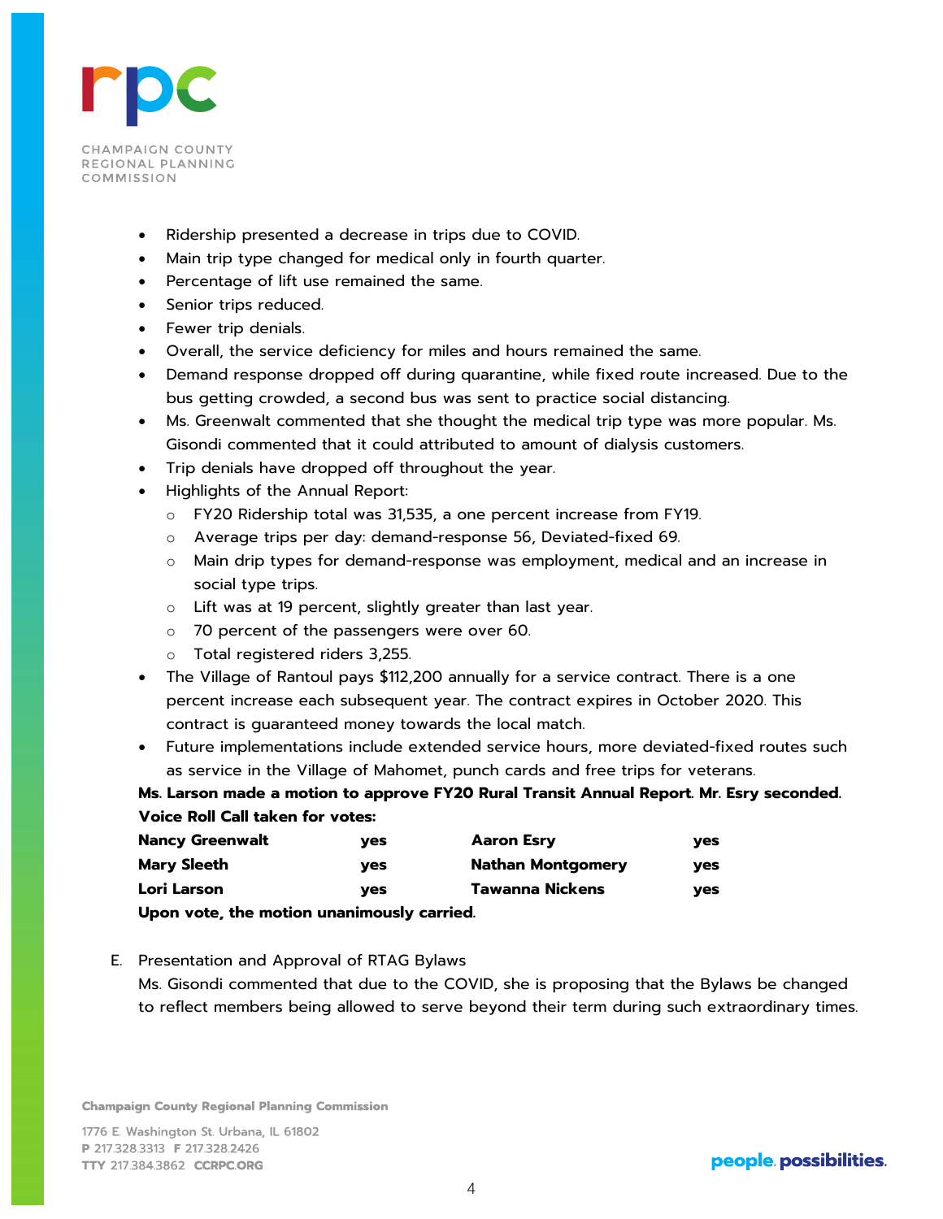- Ridership presented a decrease in trips due to COVID.
- Main trip type changed for medical only in fourth quarter.
- Percentage of lift use remained the same.
- Senior trips reduced.
- Fewer trip denials.
- Overall, the service deficiency for miles and hours remained the same.
- Demand response dropped off during quarantine, while fixed route increased. Due to the bus getting crowded, a second bus was sent to practice social distancing.
- Ms. Greenwalt commented that she thought the medical trip type was more popular. Ms. Gisondi commented that it could attributed to amount of dialysis customers.
- Trip denials have dropped off throughout the year.
- Highlights of the Annual Report:
  - FY20 Ridership total was 31,535, a one percent increase from FY19.
  - Average trips per day: demand-response 56, Deviated-fixed 69.
  - Main drip types for demand-response was employment, medical and an increase in social type trips.
  - Lift was at 19 percent, slightly greater than last year.
  - 70 percent of the passengers were over 60.
  - Total registered riders 3,255.
- The Village of Rantoul pays $112,200 annually for a service contract. There is a one percent increase each subsequent year. The contract expires in October 2020. This contract is guaranteed money towards the local match.
- Future implementations include extended service hours, more deviated-fixed routes such as service in the Village of Mahomet, punch cards and free trips for veterans.

**Ms. Larson made a motion to approve FY20 Rural Transit Annual Report. Mr. Esry seconded.**
**Voice Roll Call taken for votes:**

| | | | |
|---|---|---|---|
| **Nancy Greenwalt** | **yes** | **Aaron Esry** | **yes** |
| **Mary Sleeth** | **yes** | **Nathan Montgomery** | **yes** |
| **Lori Larson** | **yes** | **Tawanna Nickens** | **yes** |

**Upon vote, the motion unanimously carried.**

E. Presentation and Approval of RTAG Bylaws

Ms. Gisondi commented that due to the COVID, she is proposing that the Bylaws be changed to reflect members being allowed to serve beyond their term during such extraordinary times.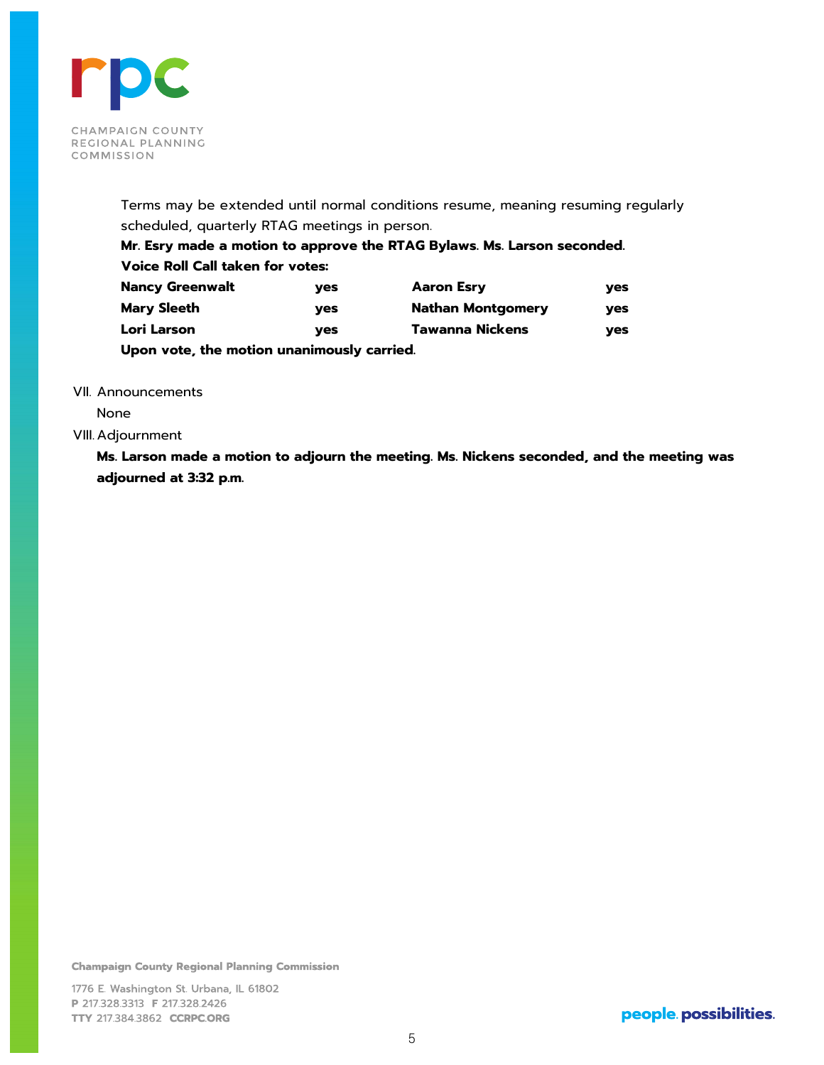Terms may be extended until normal conditions resume, meaning resuming regularly scheduled, quarterly RTAG meetings in person.

**Mr. Esry made a motion to approve the RTAG Bylaws. Ms. Larson seconded.**

**Voice Roll Call taken for votes:**

| | | | |
|---|---|---|---|
| **Nancy Greenwalt** | **yes** | **Aaron Esry** | **yes** |
| **Mary Sleeth** | **yes** | **Nathan Montgomery** | **yes** |
| **Lori Larson** | **yes** | **Tawanna Nickens** | **yes** |

**Upon vote, the motion unanimously carried.**

VII. Announcements

None

VIII. Adjournment

**Ms. Larson made a motion to adjourn the meeting. Ms. Nickens seconded, and the meeting was adjourned at 3:32 p.m.**